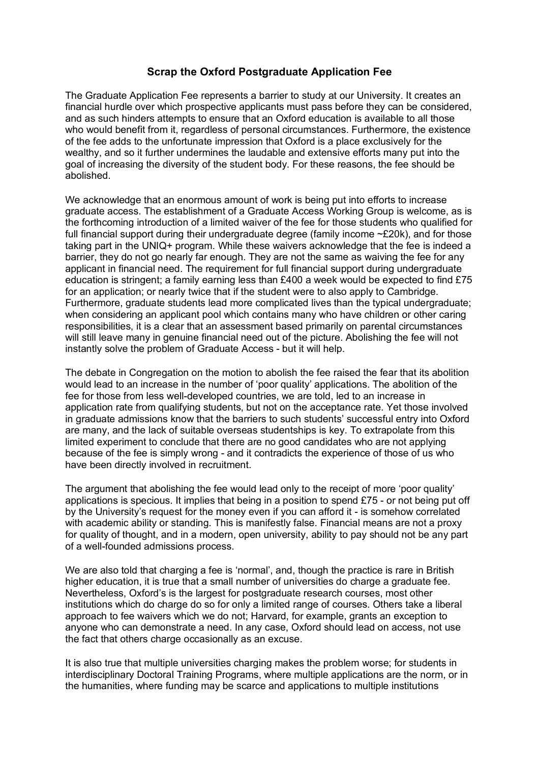# Scrap the Oxford Postgraduate Application Fee

The Graduate Application Fee represents a barrier to study at our University. It creates an financial hurdle over which prospective applicants must pass before they can be considered, and as such hinders attempts to ensure that an Oxford education is available to all those who would benefit from it, regardless of personal circumstances. Furthermore, the existence of the fee adds to the unfortunate impression that Oxford is a place exclusively for the wealthy, and so it further undermines the laudable and extensive efforts many put into the goal of increasing the diversity of the student body. For these reasons, the fee should be abolished.

We acknowledge that an enormous amount of work is being put into efforts to increase graduate access. The establishment of a Graduate Access Working Group is welcome, as is the forthcoming introduction of a limited waiver of the fee for those students who qualified for full financial support during their undergraduate degree (family income ~£20k), and for those taking part in the UNIQ+ program. While these waivers acknowledge that the fee is indeed a barrier, they do not go nearly far enough. They are not the same as waiving the fee for any applicant in financial need. The requirement for full financial support during undergraduate education is stringent; a family earning less than £400 a week would be expected to find £75 for an application; or nearly twice that if the student were to also apply to Cambridge. Furthermore, graduate students lead more complicated lives than the typical undergraduate; when considering an applicant pool which contains many who have children or other caring responsibilities, it is a clear that an assessment based primarily on parental circumstances will still leave many in genuine financial need out of the picture. Abolishing the fee will not instantly solve the problem of Graduate Access - but it will help.

The debate in Congregation on the motion to abolish the fee raised the fear that its abolition would lead to an increase in the number of 'poor quality' applications. The abolition of the fee for those from less well-developed countries, we are told, led to an increase in application rate from qualifying students, but not on the acceptance rate. Yet those involved in graduate admissions know that the barriers to such students' successful entry into Oxford are many, and the lack of suitable overseas studentships is key. To extrapolate from this limited experiment to conclude that there are no good candidates who are not applying because of the fee is simply wrong - and it contradicts the experience of those of us who have been directly involved in recruitment.

The argument that abolishing the fee would lead only to the receipt of more 'poor quality' applications is specious. It implies that being in a position to spend £75 - or not being put off by the University's request for the money even if you can afford it - is somehow correlated with academic ability or standing. This is manifestly false. Financial means are not a proxy for quality of thought, and in a modern, open university, ability to pay should not be any part of a well-founded admissions process.

We are also told that charging a fee is 'normal', and, though the practice is rare in British higher education, it is true that a small number of universities do charge a graduate fee. Nevertheless, Oxford's is the largest for postgraduate research courses, most other institutions which do charge do so for only a limited range of courses. Others take a liberal approach to fee waivers which we do not; Harvard, for example, grants an exception to anyone who can demonstrate a need. In any case, Oxford should lead on access, not use the fact that others charge occasionally as an excuse.

It is also true that multiple universities charging makes the problem worse; for students in interdisciplinary Doctoral Training Programs, where multiple applications are the norm, or in the humanities, where funding may be scarce and applications to multiple institutions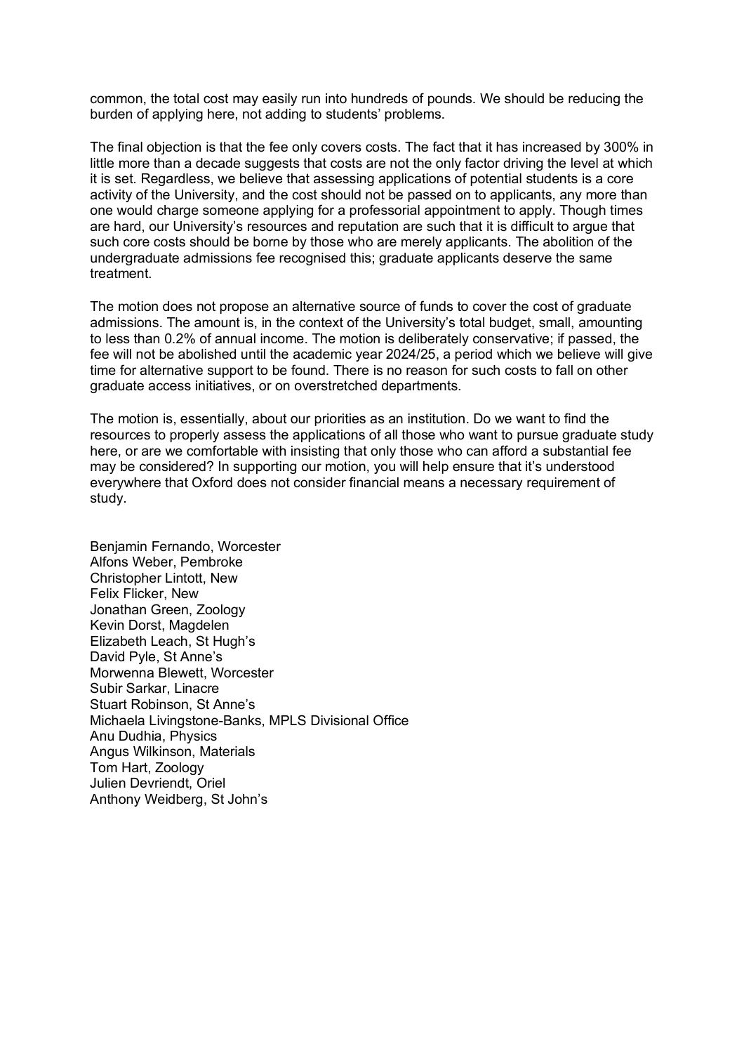common, the total cost may easily run into hundreds of pounds. We should be reducing the burden of applying here, not adding to students' problems.

The final objection is that the fee only covers costs. The fact that it has increased by 300% in little more than a decade suggests that costs are not the only factor driving the level at which it is set. Regardless, we believe that assessing applications of potential students is a core activity of the University, and the cost should not be passed on to applicants, any more than one would charge someone applying for a professorial appointment to apply. Though times are hard, our University's resources and reputation are such that it is difficult to argue that such core costs should be borne by those who are merely applicants. The abolition of the undergraduate admissions fee recognised this; graduate applicants deserve the same treatment.

The motion does not propose an alternative source of funds to cover the cost of graduate admissions. The amount is, in the context of the University's total budget, small, amounting to less than 0.2% of annual income. The motion is deliberately conservative; if passed, the fee will not be abolished until the academic year 2024/25, a period which we believe will give time for alternative support to be found. There is no reason for such costs to fall on other graduate access initiatives, or on overstretched departments.

The motion is, essentially, about our priorities as an institution. Do we want to find the resources to properly assess the applications of all those who want to pursue graduate study here, or are we comfortable with insisting that only those who can afford a substantial fee may be considered? In supporting our motion, you will help ensure that it's understood everywhere that Oxford does not consider financial means a necessary requirement of study.

Benjamin Fernando, Worcester
Alfons Weber, Pembroke
Christopher Lintott, New
Felix Flicker, New
Jonathan Green, Zoology
Kevin Dorst, Magdelen
Elizabeth Leach, St Hugh's
David Pyle, St Anne's
Morwenna Blewett, Worcester
Subir Sarkar, Linacre
Stuart Robinson, St Anne's
Michaela Livingstone-Banks, MPLS Divisional Office
Anu Dudhia, Physics
Angus Wilkinson, Materials
Tom Hart, Zoology
Julien Devriendt, Oriel
Anthony Weidberg, St John's